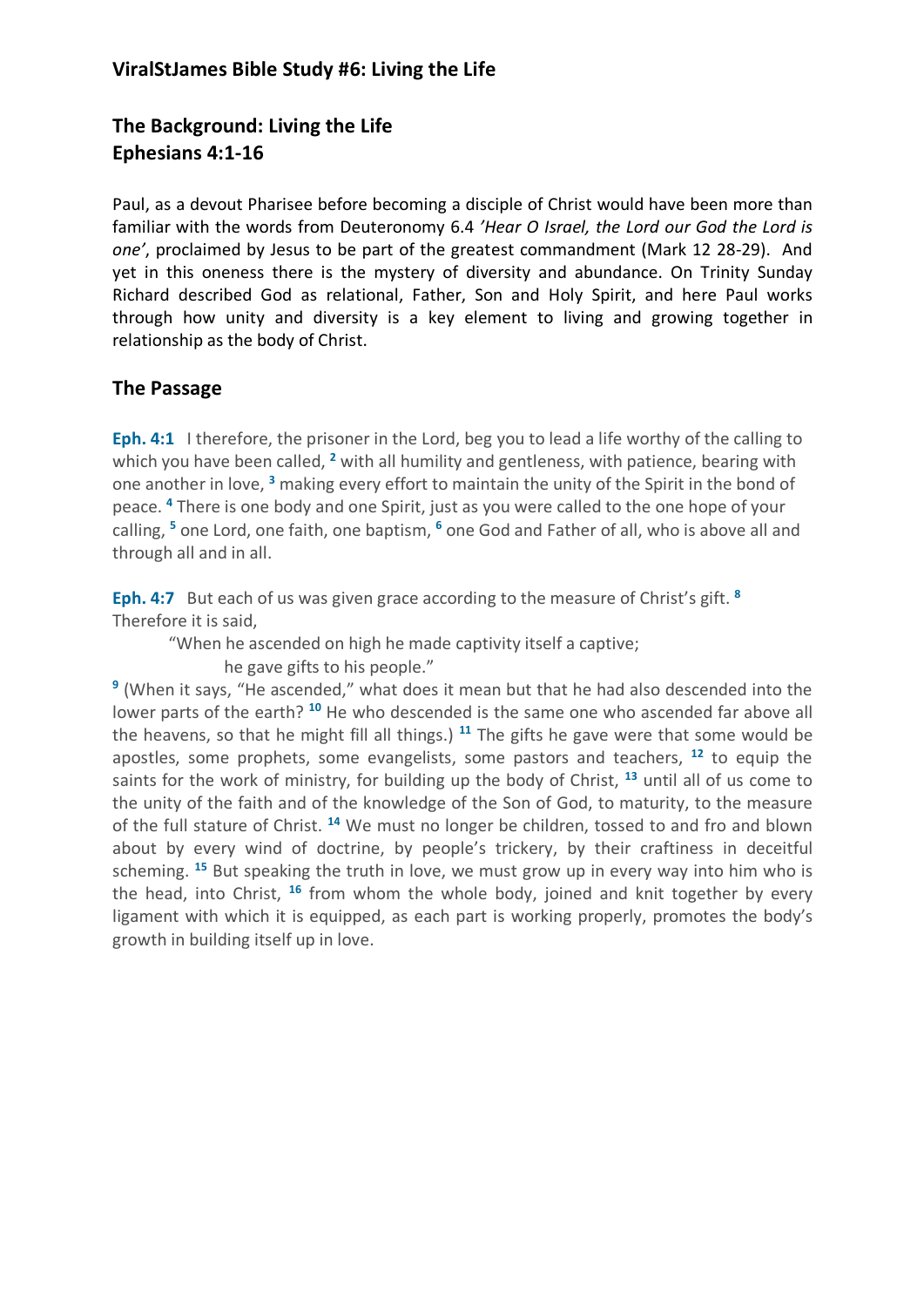## ViralStJames Bible Study #6: Living the Life

## The Background: Living the Life
## Ephesians 4:1-16

Paul, as a devout Pharisee before becoming a disciple of Christ would have been more than familiar with the words from Deuteronomy 6.4 *'Hear O Israel, the Lord our God the Lord is one'*, proclaimed by Jesus to be part of the greatest commandment (Mark 12 28-29). And yet in this oneness there is the mystery of diversity and abundance. On Trinity Sunday Richard described God as relational, Father, Son and Holy Spirit, and here Paul works through how unity and diversity is a key element to living and growing together in relationship as the body of Christ.

## The Passage

**Eph. 4:1** I therefore, the prisoner in the Lord, beg you to lead a life worthy of the calling to which you have been called, [2] with all humility and gentleness, with patience, bearing with one another in love, [3] making every effort to maintain the unity of the Spirit in the bond of peace. [4] There is one body and one Spirit, just as you were called to the one hope of your calling, [5] one Lord, one faith, one baptism, [6] one God and Father of all, who is above all and through all and in all.

**Eph. 4:7** But each of us was given grace according to the measure of Christ's gift. [8] Therefore it is said,

> "When he ascended on high he made captivity itself a captive;
> he gave gifts to his people."

[9] (When it says, "He ascended," what does it mean but that he had also descended into the lower parts of the earth? [10] He who descended is the same one who ascended far above all the heavens, so that he might fill all things.) [11] The gifts he gave were that some would be apostles, some prophets, some evangelists, some pastors and teachers, [12] to equip the saints for the work of ministry, for building up the body of Christ, [13] until all of us come to the unity of the faith and of the knowledge of the Son of God, to maturity, to the measure of the full stature of Christ. [14] We must no longer be children, tossed to and fro and blown about by every wind of doctrine, by people's trickery, by their craftiness in deceitful scheming. [15] But speaking the truth in love, we must grow up in every way into him who is the head, into Christ, [16] from whom the whole body, joined and knit together by every ligament with which it is equipped, as each part is working properly, promotes the body's growth in building itself up in love.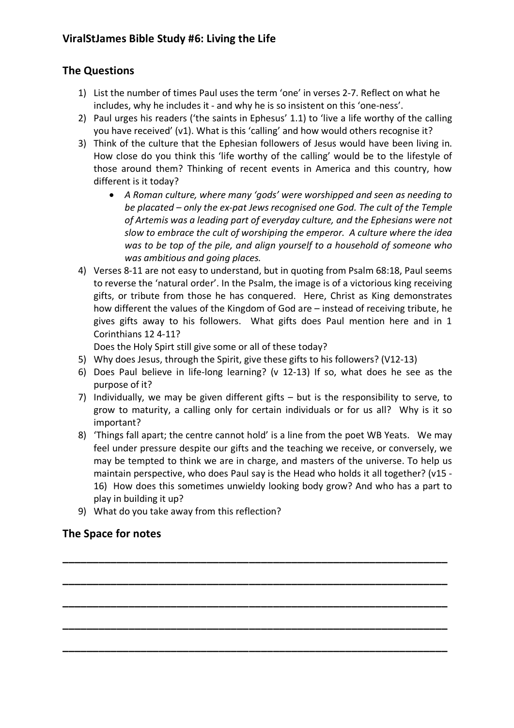## ViralStJames Bible Study #6: Living the Life

## The Questions

1) List the number of times Paul uses the term 'one' in verses 2-7. Reflect on what he includes, why he includes it - and why he is so insistent on this 'one-ness'.
2) Paul urges his readers ('the saints in Ephesus' 1.1) to 'live a life worthy of the calling you have received' (v1). What is this 'calling' and how would others recognise it?
3) Think of the culture that the Ephesian followers of Jesus would have been living in. How close do you think this 'life worthy of the calling' would be to the lifestyle of those around them? Thinking of recent events in America and this country, how different is it today?
   - *A Roman culture, where many 'gods' were worshipped and seen as needing to be placated – only the ex-pat Jews recognised one God. The cult of the Temple of Artemis was a leading part of everyday culture, and the Ephesians were not slow to embrace the cult of worshiping the emperor. A culture where the idea was to be top of the pile, and align yourself to a household of someone who was ambitious and going places.*
4) Verses 8-11 are not easy to understand, but in quoting from Psalm 68:18, Paul seems to reverse the 'natural order'. In the Psalm, the image is of a victorious king receiving gifts, or tribute from those he has conquered. Here, Christ as King demonstrates how different the values of the Kingdom of God are – instead of receiving tribute, he gives gifts away to his followers. What gifts does Paul mention here and in 1 Corinthians 12 4-11?
   Does the Holy Spirt still give some or all of these today?
5) Why does Jesus, through the Spirit, give these gifts to his followers? (V12-13)
6) Does Paul believe in life-long learning? (v 12-13) If so, what does he see as the purpose of it?
7) Individually, we may be given different gifts – but is the responsibility to serve, to grow to maturity, a calling only for certain individuals or for us all? Why is it so important?
8) 'Things fall apart; the centre cannot hold' is a line from the poet WB Yeats. We may feel under pressure despite our gifts and the teaching we receive, or conversely, we may be tempted to think we are in charge, and masters of the universe. To help us maintain perspective, who does Paul say is the Head who holds it all together? (v15 - 16) How does this sometimes unwieldy looking body grow? And who has a part to play in building it up?
9) What do you take away from this reflection?

## The Space for notes

_______________________________________________________________

_______________________________________________________________

_______________________________________________________________

_______________________________________________________________

_______________________________________________________________